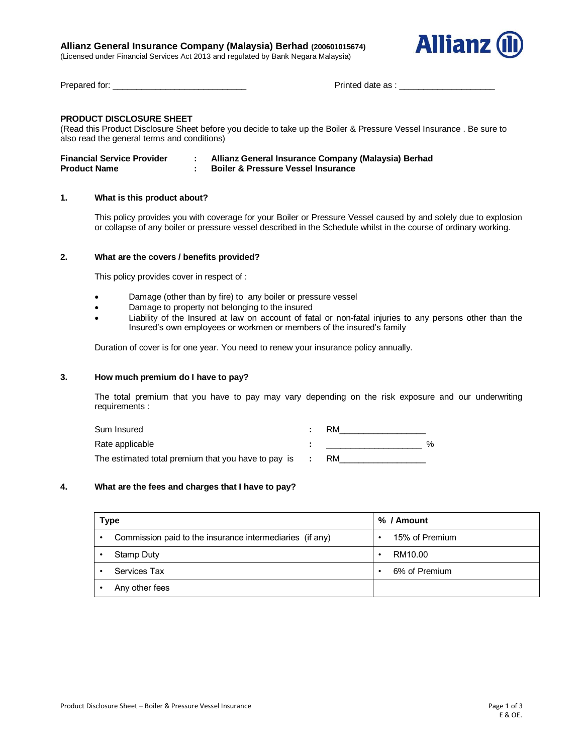**Allianz General Insurance Company (Malaysia) Berhad (200601015674)**
(Licensed under Financial Services Act 2013 and regulated by Bank Negara Malaysia)

Allianz

Prepared for: ____________________________ Printed date as : ____________________

## PRODUCT DISCLOSURE SHEET

(Read this Product Disclosure Sheet before you decide to take up the Boiler & Pressure Vessel Insurance . Be sure to also read the general terms and conditions)

**Financial Service Provider : Allianz General Insurance Company (Malaysia) Berhad**
**Product Name : Boiler & Pressure Vessel Insurance**

### 1. What is this product about?

This policy provides you with coverage for your Boiler or Pressure Vessel caused by and solely due to explosion or collapse of any boiler or pressure vessel described in the Schedule whilst in the course of ordinary working.

### 2. What are the covers / benefits provided?

This policy provides cover in respect of :

- Damage (other than by fire) to any boiler or pressure vessel
- Damage to property not belonging to the insured
- Liability of the Insured at law on account of fatal or non-fatal injuries to any persons other than the Insured's own employees or workmen or members of the insured's family

Duration of cover is for one year. You need to renew your insurance policy annually.

### 3. How much premium do I have to pay?

The total premium that you have to pay may vary depending on the risk exposure and our underwriting requirements :

Sum Insured : RM__________________
Rate applicable : ____________________ %
The estimated total premium that you have to pay is : RM__________________

### 4. What are the fees and charges that I have to pay?

| Type | % / Amount |
|---|---|
| • Commission paid to the insurance intermediaries (if any) | • 15% of Premium |
| • Stamp Duty | • RM10.00 |
| • Services Tax | • 6% of Premium |
| • Any other fees | |

E & OE.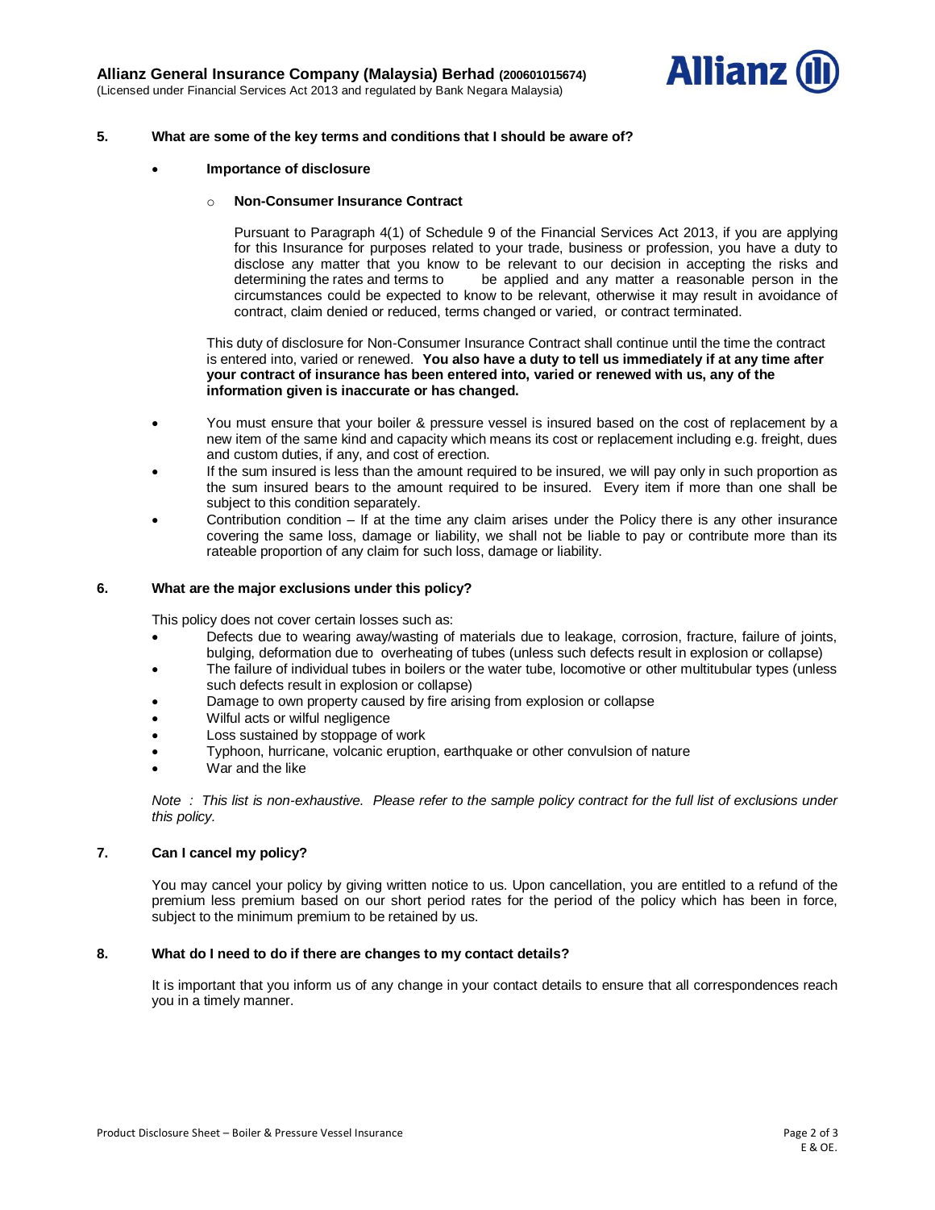**Allianz General Insurance Company (Malaysia) Berhad (200601015674)**
(Licensed under Financial Services Act 2013 and regulated by Bank Negara Malaysia)

## 5. What are some of the key terms and conditions that I should be aware of?

- **Importance of disclosure**
  - **Non-Consumer Insurance Contract**

    Pursuant to Paragraph 4(1) of Schedule 9 of the Financial Services Act 2013, if you are applying for this Insurance for purposes related to your trade, business or profession, you have a duty to disclose any matter that you know to be relevant to our decision in accepting the risks and determining the rates and terms to be applied and any matter a reasonable person in the circumstances could be expected to know to be relevant, otherwise it may result in avoidance of contract, claim denied or reduced, terms changed or varied, or contract terminated.

  This duty of disclosure for Non-Consumer Insurance Contract shall continue until the time the contract is entered into, varied or renewed. **You also have a duty to tell us immediately if at any time after your contract of insurance has been entered into, varied or renewed with us, any of the information given is inaccurate or has changed.**

- You must ensure that your boiler & pressure vessel is insured based on the cost of replacement by a new item of the same kind and capacity which means its cost or replacement including e.g. freight, dues and custom duties, if any, and cost of erection.
- If the sum insured is less than the amount required to be insured, we will pay only in such proportion as the sum insured bears to the amount required to be insured. Every item if more than one shall be subject to this condition separately.
- Contribution condition – If at the time any claim arises under the Policy there is any other insurance covering the same loss, damage or liability, we shall not be liable to pay or contribute more than its rateable proportion of any claim for such loss, damage or liability.

## 6. What are the major exclusions under this policy?

This policy does not cover certain losses such as:

- Defects due to wearing away/wasting of materials due to leakage, corrosion, fracture, failure of joints, bulging, deformation due to overheating of tubes (unless such defects result in explosion or collapse)
- The failure of individual tubes in boilers or the water tube, locomotive or other multitubular types (unless such defects result in explosion or collapse)
- Damage to own property caused by fire arising from explosion or collapse
- Wilful acts or wilful negligence
- Loss sustained by stoppage of work
- Typhoon, hurricane, volcanic eruption, earthquake or other convulsion of nature
- War and the like

*Note : This list is non-exhaustive. Please refer to the sample policy contract for the full list of exclusions under this policy.*

## 7. Can I cancel my policy?

You may cancel your policy by giving written notice to us. Upon cancellation, you are entitled to a refund of the premium less premium based on our short period rates for the period of the policy which has been in force, subject to the minimum premium to be retained by us.

## 8. What do I need to do if there are changes to my contact details?

It is important that you inform us of any change in your contact details to ensure that all correspondences reach you in a timely manner.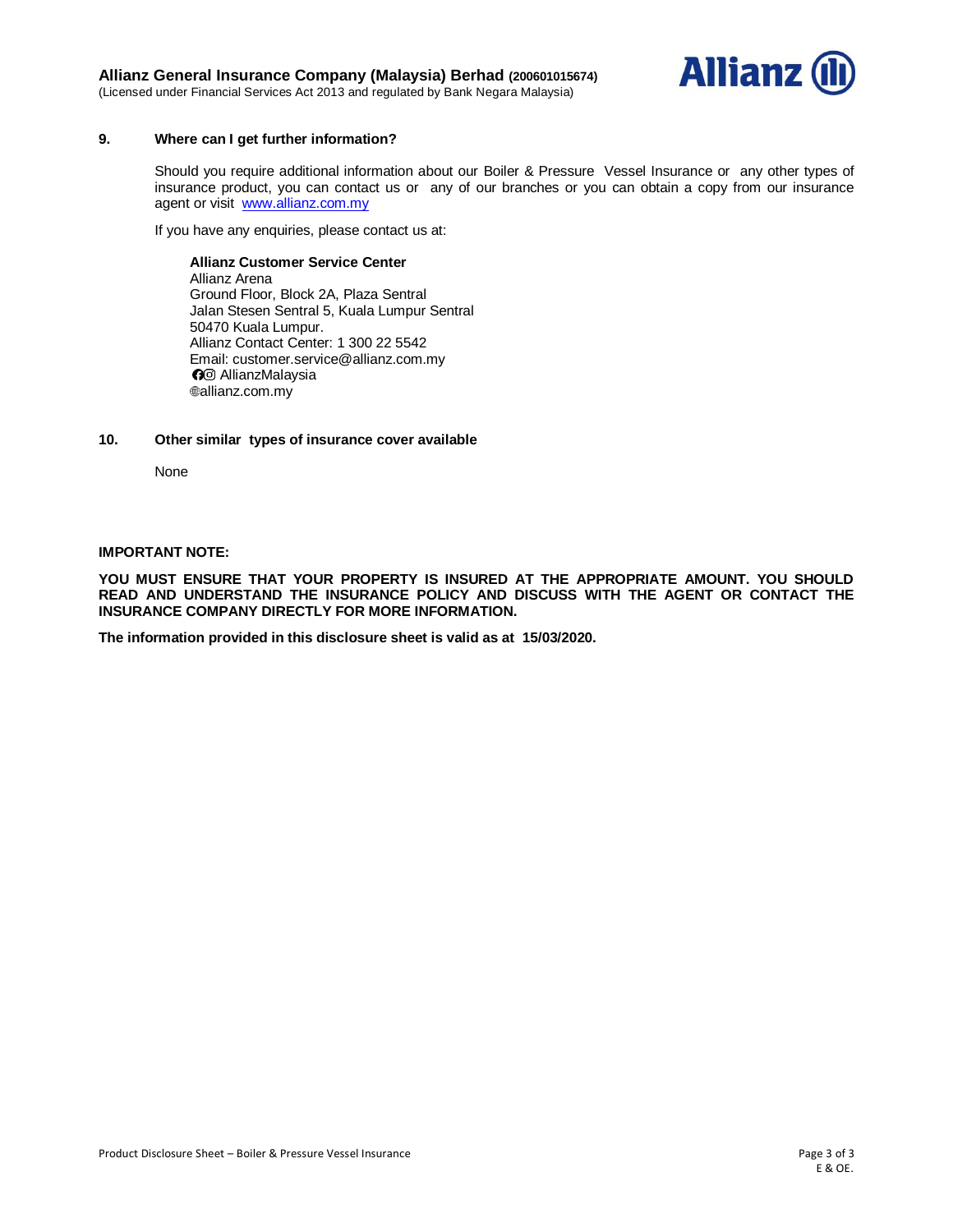Allianz General Insurance Company (Malaysia) Berhad (200601015674)
(Licensed under Financial Services Act 2013 and regulated by Bank Negara Malaysia)

### 9. Where can I get further information?

Should you require additional information about our Boiler & Pressure Vessel Insurance or any other types of insurance product, you can contact us or any of our branches or you can obtain a copy from our insurance agent or visit www.allianz.com.my

If you have any enquiries, please contact us at:

**Allianz Customer Service Center**
Allianz Arena
Ground Floor, Block 2A, Plaza Sentral
Jalan Stesen Sentral 5, Kuala Lumpur Sentral
50470 Kuala Lumpur.
Allianz Contact Center: 1 300 22 5542
Email: customer.service@allianz.com.my
AllianzMalaysia
allianz.com.my

### 10. Other similar types of insurance cover available

None

**IMPORTANT NOTE:**

**YOU MUST ENSURE THAT YOUR PROPERTY IS INSURED AT THE APPROPRIATE AMOUNT. YOU SHOULD READ AND UNDERSTAND THE INSURANCE POLICY AND DISCUSS WITH THE AGENT OR CONTACT THE INSURANCE COMPANY DIRECTLY FOR MORE INFORMATION.**

**The information provided in this disclosure sheet is valid as at 15/03/2020.**

E & OE.